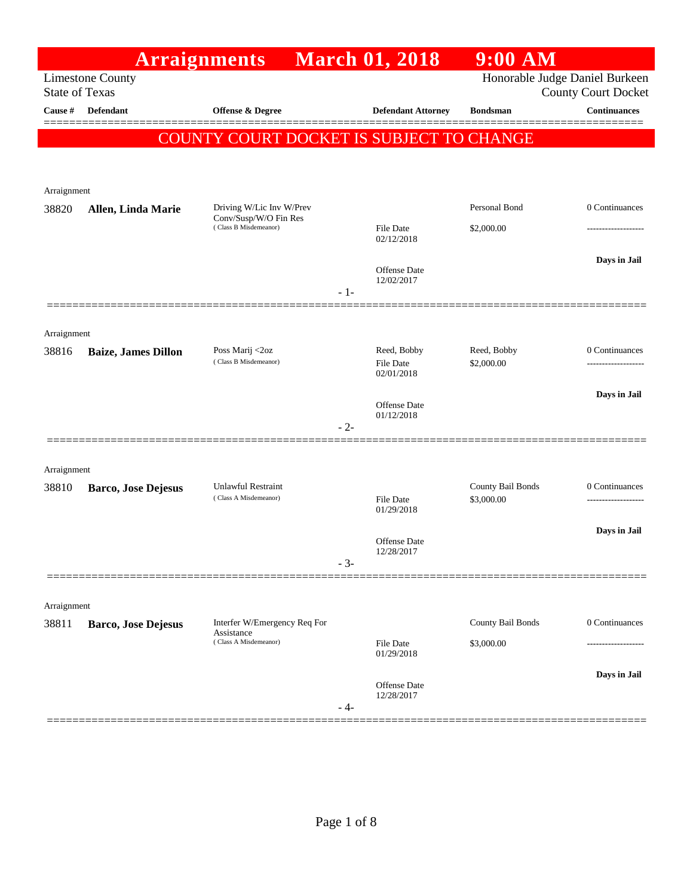# Arraignments March 01, 2018 9:00 AM

Limestone County
State of Texas

Honorable Judge Daniel Burkeen
County Court Docket

| Cause # | Defendant | Offense & Degree | Defendant Attorney | Bondsman | Continuances |
|---|---|---|---|---|---|

**COUNTY COURT DOCKET IS SUBJECT TO CHANGE**

Arraignment

| Cause # | Defendant | Offense & Degree | Defendant Attorney | Bondsman | Continuances |
|---|---|---|---|---|---|
| 38820 | **Allen, Linda Marie** | Driving W/Lic Inv W/Prev Conv/Susp/W/O Fin Res (Class B Misdemeanor) | File Date 02/12/2018<br>Offense Date 12/02/2017 | Personal Bond<br>$2,000.00 | 0 Continuances<br>-------------------<br>**Days in Jail** |

- 1-

Arraignment

| Cause # | Defendant | Offense & Degree | Defendant Attorney | Bondsman | Continuances |
|---|---|---|---|---|---|
| 38816 | **Baize, James Dillon** | Poss Marij <2oz (Class B Misdemeanor) | Reed, Bobby<br>File Date 02/01/2018<br>Offense Date 01/12/2018 | Reed, Bobby<br>$2,000.00 | 0 Continuances<br>-------------------<br>**Days in Jail** |

- 2-

Arraignment

| Cause # | Defendant | Offense & Degree | Defendant Attorney | Bondsman | Continuances |
|---|---|---|---|---|---|
| 38810 | **Barco, Jose Dejesus** | Unlawful Restraint (Class A Misdemeanor) | File Date 01/29/2018<br>Offense Date 12/28/2017 | County Bail Bonds<br>$3,000.00 | 0 Continuances<br>-------------------<br>**Days in Jail** |

- 3-

Arraignment

| Cause # | Defendant | Offense & Degree | Defendant Attorney | Bondsman | Continuances |
|---|---|---|---|---|---|
| 38811 | **Barco, Jose Dejesus** | Interfer W/Emergency Req For Assistance (Class A Misdemeanor) | File Date 01/29/2018<br>Offense Date 12/28/2017 | County Bail Bonds<br>$3,000.00 | 0 Continuances<br>-------------------<br>**Days in Jail** |

- 4-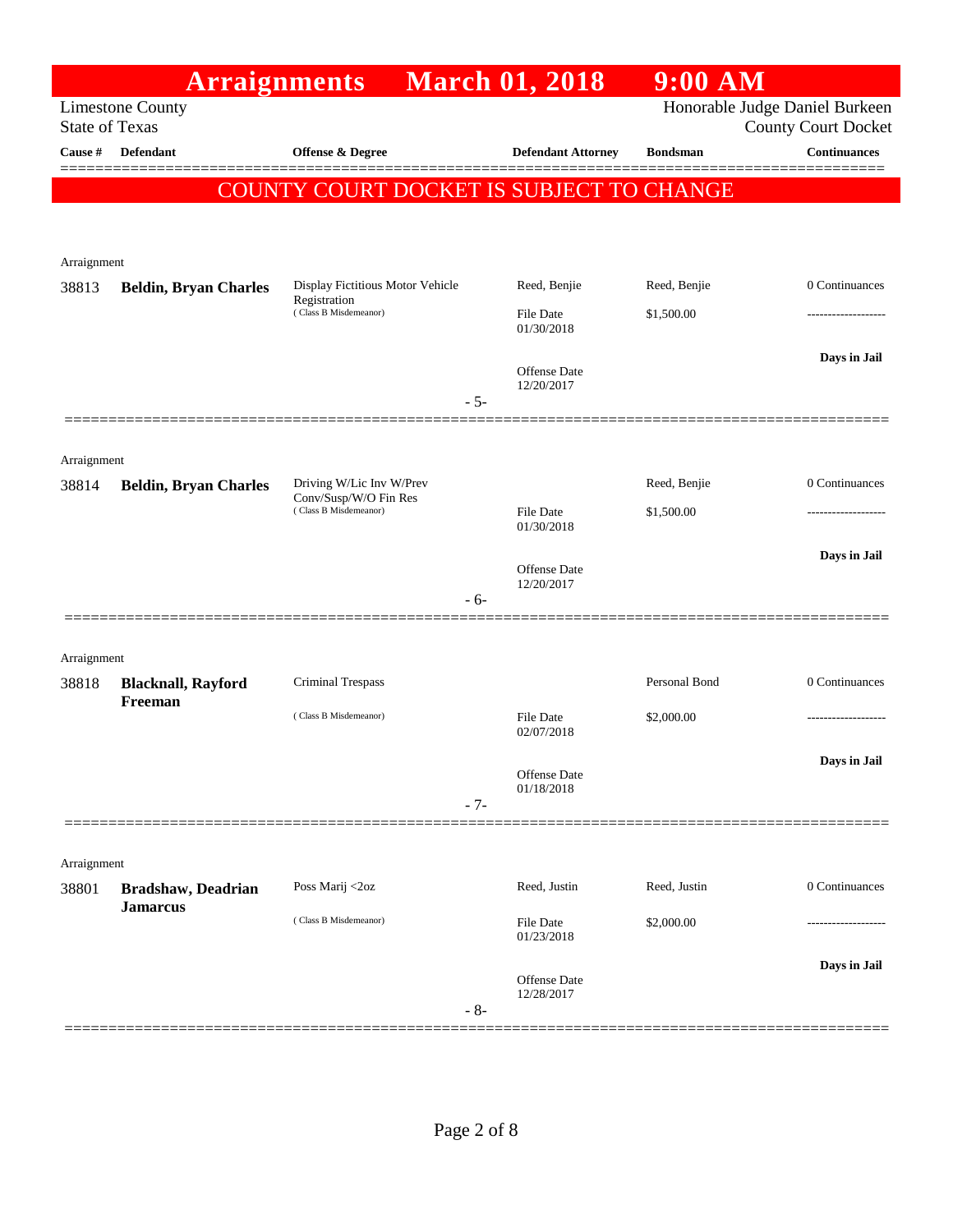# Arraignments March 01, 2018 9:00 AM

Limestone County
State of Texas

Honorable Judge Daniel Burkeen
County Court Docket

**COUNTY COURT DOCKET IS SUBJECT TO CHANGE**

| Cause # | Defendant | Offense & Degree | Defendant Attorney | Bondsman | Continuances |
|---|---|---|---|---|---|
| Arraignment | | | | | |
| 38813 | **Beldin, Bryan Charles** | Display Fictitious Motor Vehicle Registration (Class B Misdemeanor) | Reed, Benjie | Reed, Benjie | 0 Continuances |
| | | | File Date 01/30/2018 | $1,500.00 | ------------------- |
| | | | Offense Date 12/20/2017 | | **Days in Jail** |
| | | - 5- | | | |
| Arraignment | | | | | |
| 38814 | **Beldin, Bryan Charles** | Driving W/Lic Inv W/Prev Conv/Susp/W/O Fin Res (Class B Misdemeanor) | | Reed, Benjie | 0 Continuances |
| | | | File Date 01/30/2018 | $1,500.00 | ------------------- |
| | | | Offense Date 12/20/2017 | | **Days in Jail** |
| | | - 6- | | | |
| Arraignment | | | | | |
| 38818 | **Blacknall, Rayford Freeman** | Criminal Trespass (Class B Misdemeanor) | | Personal Bond | 0 Continuances |
| | | | File Date 02/07/2018 | $2,000.00 | ------------------- |
| | | | Offense Date 01/18/2018 | | **Days in Jail** |
| | | - 7- | | | |
| Arraignment | | | | | |
| 38801 | **Bradshaw, Deadrian Jamarcus** | Poss Marij <2oz (Class B Misdemeanor) | Reed, Justin | Reed, Justin | 0 Continuances |
| | | | File Date 01/23/2018 | $2,000.00 | ------------------- |
| | | | Offense Date 12/28/2017 | | **Days in Jail** |
| | | - 8- | | | |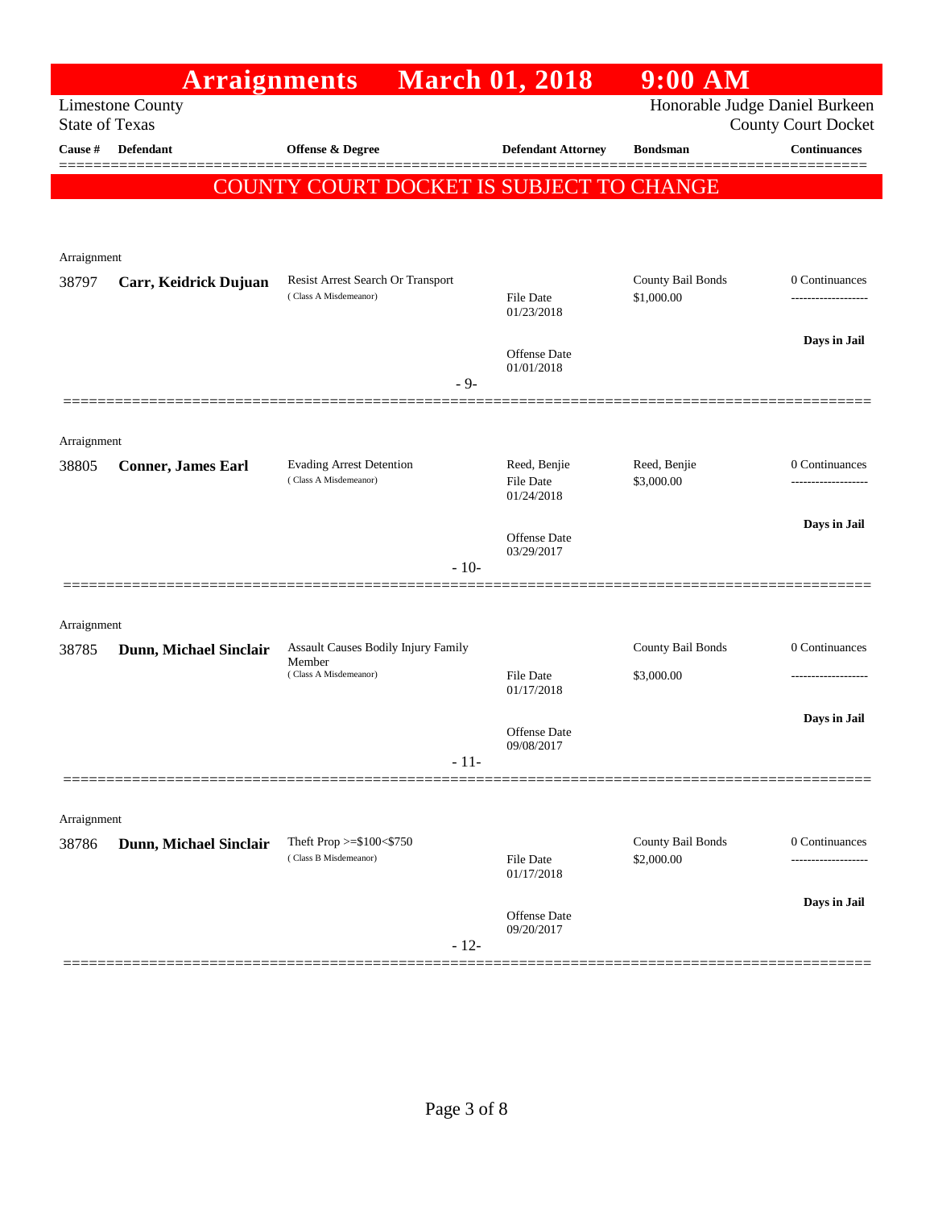# Arraignments March 01, 2018 9:00 AM

Limestone County
State of Texas

Honorable Judge Daniel Burkeen
County Court Docket

**COUNTY COURT DOCKET IS SUBJECT TO CHANGE**

| Cause # | Defendant | Offense & Degree | Defendant Attorney | Bondsman | Continuances |
|---|---|---|---|---|---|
| Arraignment | | | | | |
| 38797 | **Carr, Keidrick Dujuan** | Resist Arrest Search Or Transport (Class A Misdemeanor) | File Date 01/23/2018 Offense Date 01/01/2018 | County Bail Bonds $1,000.00 | 0 Continuances ------------------- **Days in Jail** |
| | | | - 9- | | |
| Arraignment | | | | | |
| 38805 | **Conner, James Earl** | Evading Arrest Detention (Class A Misdemeanor) | Reed, Benjie File Date 01/24/2018 Offense Date 03/29/2017 | Reed, Benjie $3,000.00 | 0 Continuances ------------------- **Days in Jail** |
| | | | - 10- | | |
| Arraignment | | | | | |
| 38785 | **Dunn, Michael Sinclair** | Assault Causes Bodily Injury Family Member (Class A Misdemeanor) | File Date 01/17/2018 Offense Date 09/08/2017 | County Bail Bonds $3,000.00 | 0 Continuances ------------------- **Days in Jail** |
| | | | - 11- | | |
| Arraignment | | | | | |
| 38786 | **Dunn, Michael Sinclair** | Theft Prop >=$100<$750 (Class B Misdemeanor) | File Date 01/17/2018 Offense Date 09/20/2017 | County Bail Bonds $2,000.00 | 0 Continuances ------------------- **Days in Jail** |
| | | | - 12- | | |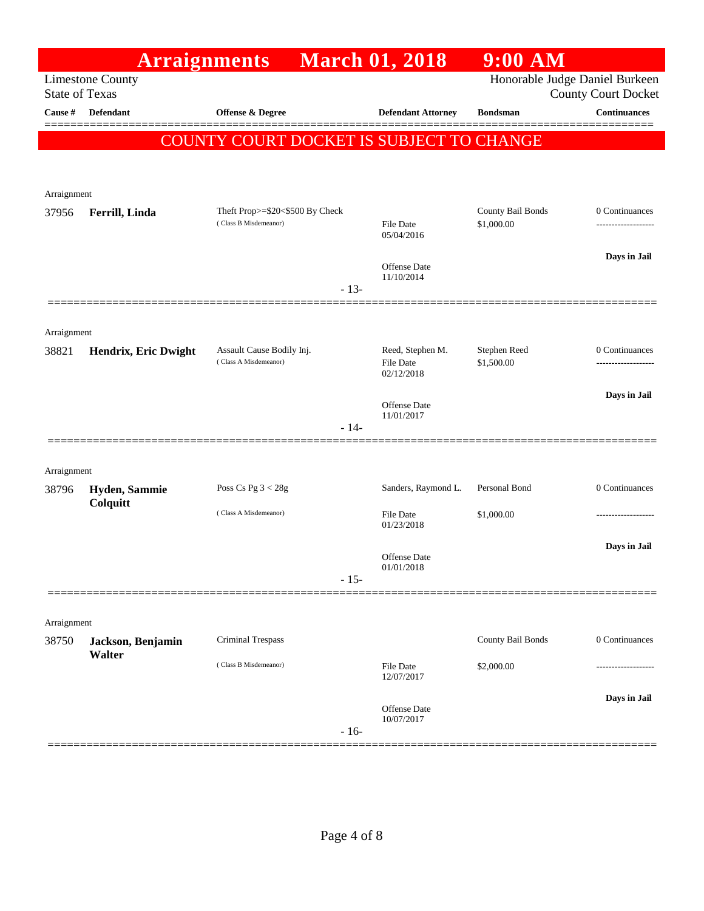# Arraignments March 01, 2018 9:00 AM

Limestone County
State of Texas

Honorable Judge Daniel Burkeen
County Court Docket

| Cause # | Defendant | Offense & Degree | Defendant Attorney | Bondsman | Continuances |
|---|---|---|---|---|---|

COUNTY COURT DOCKET IS SUBJECT TO CHANGE

Arraignment

| Cause # | Defendant | Offense & Degree | Defendant Attorney | Bondsman | Continuances |
|---|---|---|---|---|---|
| 37956 | **Ferrill, Linda** | Theft Prop>=$20<$500 By Check (Class B Misdemeanor) | File Date 05/04/2016<br>Offense Date 11/10/2014 | County Bail Bonds<br>$1,000.00 | 0 Continuances<br>Days in Jail |

- 13-

Arraignment

| Cause # | Defendant | Offense & Degree | Defendant Attorney | Bondsman | Continuances |
|---|---|---|---|---|---|
| 38821 | **Hendrix, Eric Dwight** | Assault Cause Bodily Inj. (Class A Misdemeanor) | Reed, Stephen M.<br>File Date 02/12/2018<br>Offense Date 11/01/2017 | Stephen Reed<br>$1,500.00 | 0 Continuances<br>Days in Jail |

- 14-

Arraignment

| Cause # | Defendant | Offense & Degree | Defendant Attorney | Bondsman | Continuances |
|---|---|---|---|---|---|
| 38796 | **Hyden, Sammie Colquitt** | Poss Cs Pg 3 < 28g (Class A Misdemeanor) | Sanders, Raymond L.<br>File Date 01/23/2018<br>Offense Date 01/01/2018 | Personal Bond<br>$1,000.00 | 0 Continuances<br>Days in Jail |

- 15-

Arraignment

| Cause # | Defendant | Offense & Degree | Defendant Attorney | Bondsman | Continuances |
|---|---|---|---|---|---|
| 38750 | **Jackson, Benjamin Walter** | Criminal Trespass (Class B Misdemeanor) | File Date 12/07/2017<br>Offense Date 10/07/2017 | County Bail Bonds<br>$2,000.00 | 0 Continuances<br>Days in Jail |

- 16-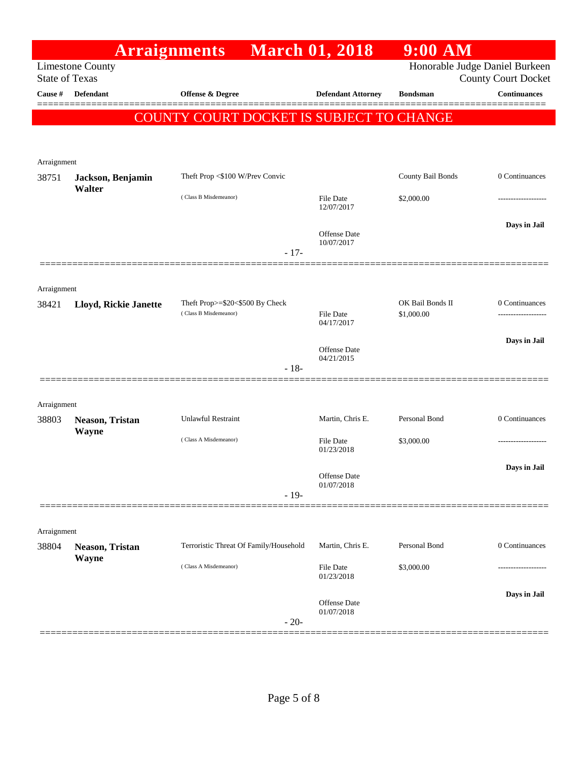# Arraignments March 01, 2018 9:00 AM

Limestone County
State of Texas

Honorable Judge Daniel Burkeen
County Court Docket

**COUNTY COURT DOCKET IS SUBJECT TO CHANGE**

| Cause # | Defendant | Offense & Degree | Defendant Attorney | Bondsman | Continuances |
|---|---|---|---|---|---|
| Arraignment | | | | | |
| 38751 | **Jackson, Benjamin Walter** | Theft Prop <$100 W/Prev Convic | | County Bail Bonds | 0 Continuances |
| | | ( Class B Misdemeanor) | File Date 12/07/2017 | $2,000.00 | ------------------- |
| | | | Offense Date 10/07/2017 | | **Days in Jail** |
| | | - 17- | | | |
| Arraignment | | | | | |
| 38421 | **Lloyd, Rickie Janette** | Theft Prop>=$20<$500 By Check | | OK Bail Bonds II | 0 Continuances |
| | | ( Class B Misdemeanor) | File Date 04/17/2017 | $1,000.00 | ------------------- |
| | | | Offense Date 04/21/2015 | | **Days in Jail** |
| | | - 18- | | | |
| Arraignment | | | | | |
| 38803 | **Neason, Tristan Wayne** | Unlawful Restraint | Martin, Chris E. | Personal Bond | 0 Continuances |
| | | ( Class A Misdemeanor) | File Date 01/23/2018 | $3,000.00 | ------------------- |
| | | | Offense Date 01/07/2018 | | **Days in Jail** |
| | | - 19- | | | |
| Arraignment | | | | | |
| 38804 | **Neason, Tristan Wayne** | Terroristic Threat Of Family/Household | Martin, Chris E. | Personal Bond | 0 Continuances |
| | | ( Class A Misdemeanor) | File Date 01/23/2018 | $3,000.00 | ------------------- |
| | | | Offense Date 01/07/2018 | | **Days in Jail** |
| | | - 20- | | | |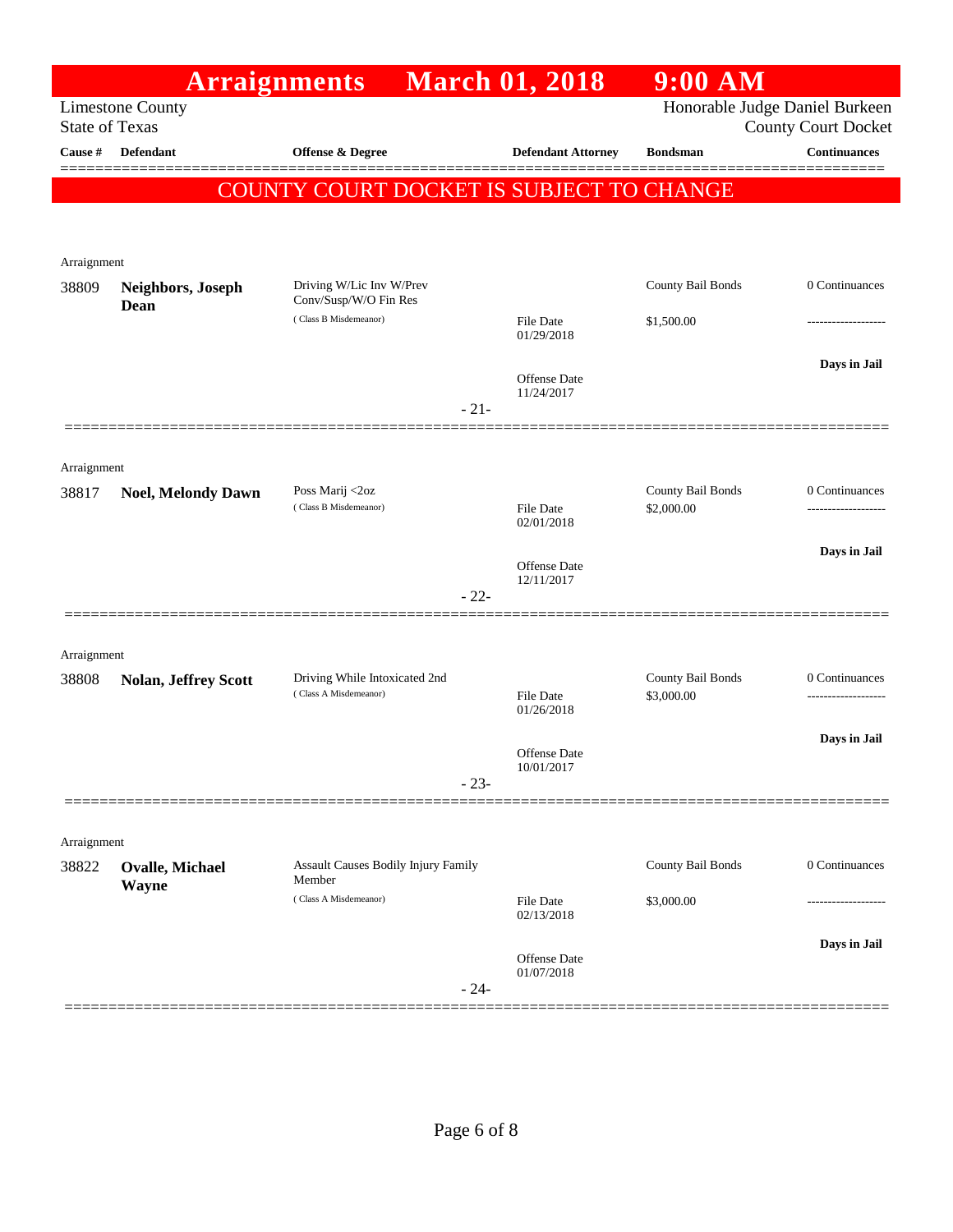# Arraignments March 01, 2018 9:00 AM

Limestone County
State of Texas

Honorable Judge Daniel Burkeen
County Court Docket

| Cause # | Defendant | Offense & Degree | Defendant Attorney | Bondsman | Continuances |
|---|---|---|---|---|---|

**COUNTY COURT DOCKET IS SUBJECT TO CHANGE**

Arraignment

| Cause # | Defendant | Offense & Degree | Defendant Attorney | Bondsman | Continuances |
|---|---|---|---|---|---|
| 38809 | **Neighbors, Joseph Dean** | Driving W/Lic Inv W/Prev Conv/Susp/W/O Fin Res ( Class B Misdemeanor) | File Date 01/29/2018<br>Offense Date 11/24/2017 | County Bail Bonds<br>$1,500.00 | 0 Continuances<br>-------------------<br>**Days in Jail** |

- 21-

Arraignment

| Cause # | Defendant | Offense & Degree | Defendant Attorney | Bondsman | Continuances |
|---|---|---|---|---|---|
| 38817 | **Noel, Melondy Dawn** | Poss Marij <2oz ( Class B Misdemeanor) | File Date 02/01/2018<br>Offense Date 12/11/2017 | County Bail Bonds<br>$2,000.00 | 0 Continuances<br>-------------------<br>**Days in Jail** |

- 22-

Arraignment

| Cause # | Defendant | Offense & Degree | Defendant Attorney | Bondsman | Continuances |
|---|---|---|---|---|---|
| 38808 | **Nolan, Jeffrey Scott** | Driving While Intoxicated 2nd ( Class A Misdemeanor) | File Date 01/26/2018<br>Offense Date 10/01/2017 | County Bail Bonds<br>$3,000.00 | 0 Continuances<br>-------------------<br>**Days in Jail** |

- 23-

Arraignment

| Cause # | Defendant | Offense & Degree | Defendant Attorney | Bondsman | Continuances |
|---|---|---|---|---|---|
| 38822 | **Ovalle, Michael Wayne** | Assault Causes Bodily Injury Family Member ( Class A Misdemeanor) | File Date 02/13/2018<br>Offense Date 01/07/2018 | County Bail Bonds<br>$3,000.00 | 0 Continuances<br>-------------------<br>**Days in Jail** |

- 24-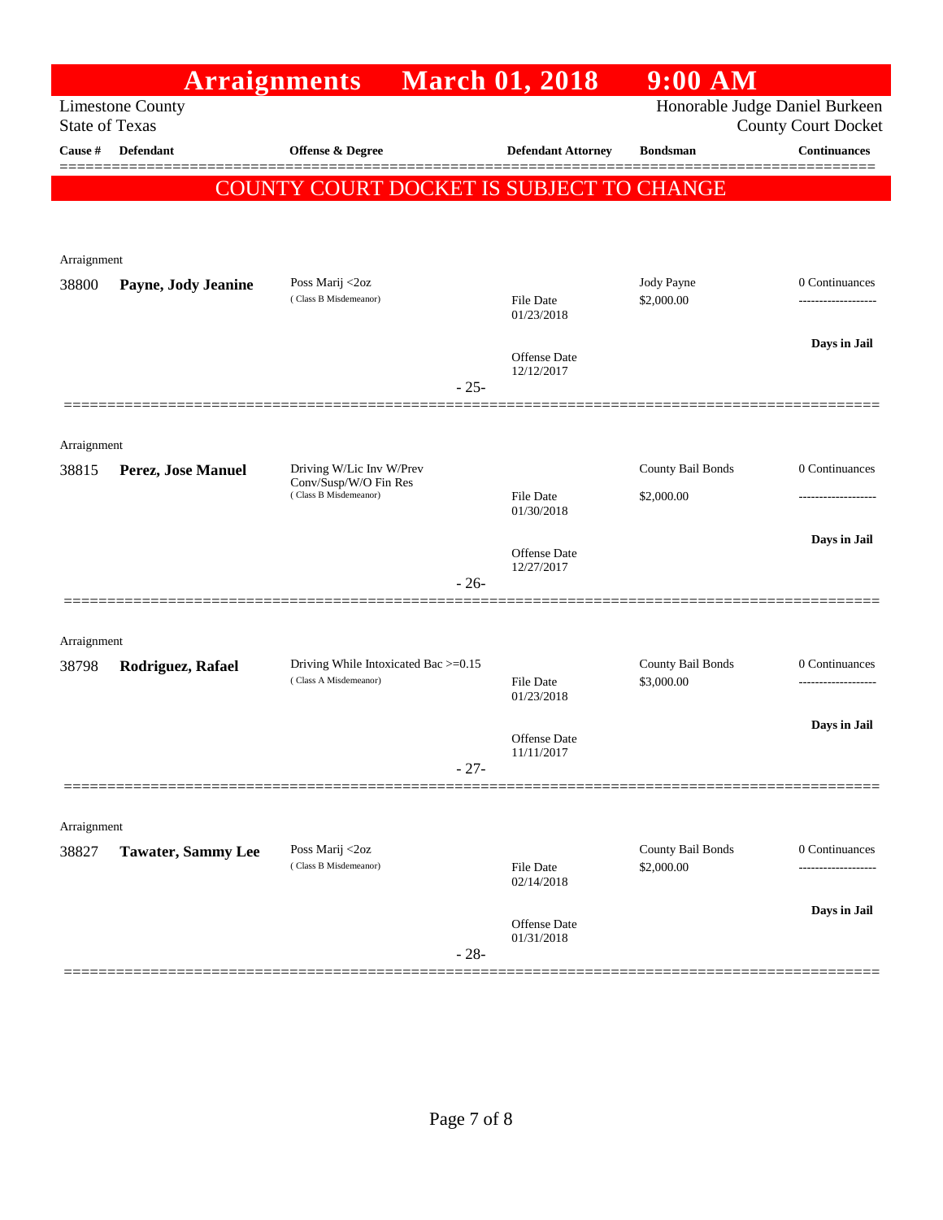# Arraignments March 01, 2018 9:00 AM

Limestone County
State of Texas

Honorable Judge Daniel Burkeen
County Court Docket

| Cause # | Defendant | Offense & Degree | Defendant Attorney | Bondsman | Continuances |
|---|---|---|---|---|---|

**COUNTY COURT DOCKET IS SUBJECT TO CHANGE**

Arraignment

| Cause # | Defendant | Offense & Degree | Defendant Attorney | Bondsman | Continuances |
|---|---|---|---|---|---|
| 38800 | **Payne, Jody Jeanine** | Poss Marij <2oz (Class B Misdemeanor) | File Date 01/23/2018<br>Offense Date 12/12/2017 | Jody Payne<br>$2,000.00 | 0 Continuances<br>-------------------<br>**Days in Jail** |

- 25-

Arraignment

| Cause # | Defendant | Offense & Degree | Defendant Attorney | Bondsman | Continuances |
|---|---|---|---|---|---|
| 38815 | **Perez, Jose Manuel** | Driving W/Lic Inv W/Prev Conv/Susp/W/O Fin Res (Class B Misdemeanor) | File Date 01/30/2018<br>Offense Date 12/27/2017 | County Bail Bonds<br>$2,000.00 | 0 Continuances<br>-------------------<br>**Days in Jail** |

- 26-

Arraignment

| Cause # | Defendant | Offense & Degree | Defendant Attorney | Bondsman | Continuances |
|---|---|---|---|---|---|
| 38798 | **Rodriguez, Rafael** | Driving While Intoxicated Bac >=0.15 (Class A Misdemeanor) | File Date 01/23/2018<br>Offense Date 11/11/2017 | County Bail Bonds<br>$3,000.00 | 0 Continuances<br>-------------------<br>**Days in Jail** |

- 27-

Arraignment

| Cause # | Defendant | Offense & Degree | Defendant Attorney | Bondsman | Continuances |
|---|---|---|---|---|---|
| 38827 | **Tawater, Sammy Lee** | Poss Marij <2oz (Class B Misdemeanor) | File Date 02/14/2018<br>Offense Date 01/31/2018 | County Bail Bonds<br>$2,000.00 | 0 Continuances<br>-------------------<br>**Days in Jail** |

- 28-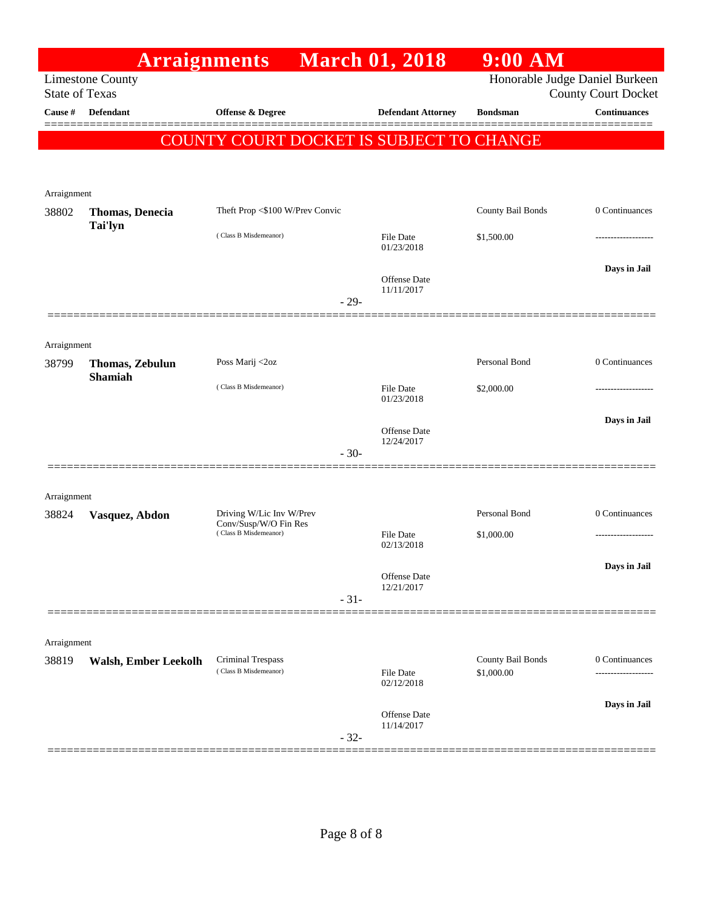# Arraignments March 01, 2018 9:00 AM

Limestone County
State of Texas

Honorable Judge Daniel Burkeen
County Court Docket

**COUNTY COURT DOCKET IS SUBJECT TO CHANGE**

| Cause # | Defendant | Offense & Degree | Defendant Attorney | Bondsman | Continuances |
|---|---|---|---|---|---|
| Arraignment | | | | | |
| 38802 | **Thomas, Denecia Tai'lyn** | Theft Prop <$100 W/Prev Convic (Class B Misdemeanor) | File Date 01/23/2018<br>Offense Date 11/11/2017 | County Bail Bonds<br>$1,500.00 | 0 Continuances<br>-------------------<br>**Days in Jail** |
| | | | - 29- | | |
| Arraignment | | | | | |
| 38799 | **Thomas, Zebulun Shamiah** | Poss Marij <2oz (Class B Misdemeanor) | File Date 01/23/2018<br>Offense Date 12/24/2017 | Personal Bond<br>$2,000.00 | 0 Continuances<br>-------------------<br>**Days in Jail** |
| | | | - 30- | | |
| Arraignment | | | | | |
| 38824 | **Vasquez, Abdon** | Driving W/Lic Inv W/Prev Conv/Susp/W/O Fin Res (Class B Misdemeanor) | File Date 02/13/2018<br>Offense Date 12/21/2017 | Personal Bond<br>$1,000.00 | 0 Continuances<br>-------------------<br>**Days in Jail** |
| | | | - 31- | | |
| Arraignment | | | | | |
| 38819 | **Walsh, Ember Leekolh** | Criminal Trespass (Class B Misdemeanor) | File Date 02/12/2018<br>Offense Date 11/14/2017 | County Bail Bonds<br>$1,000.00 | 0 Continuances<br>-------------------<br>**Days in Jail** |
| | | | - 32- | | |